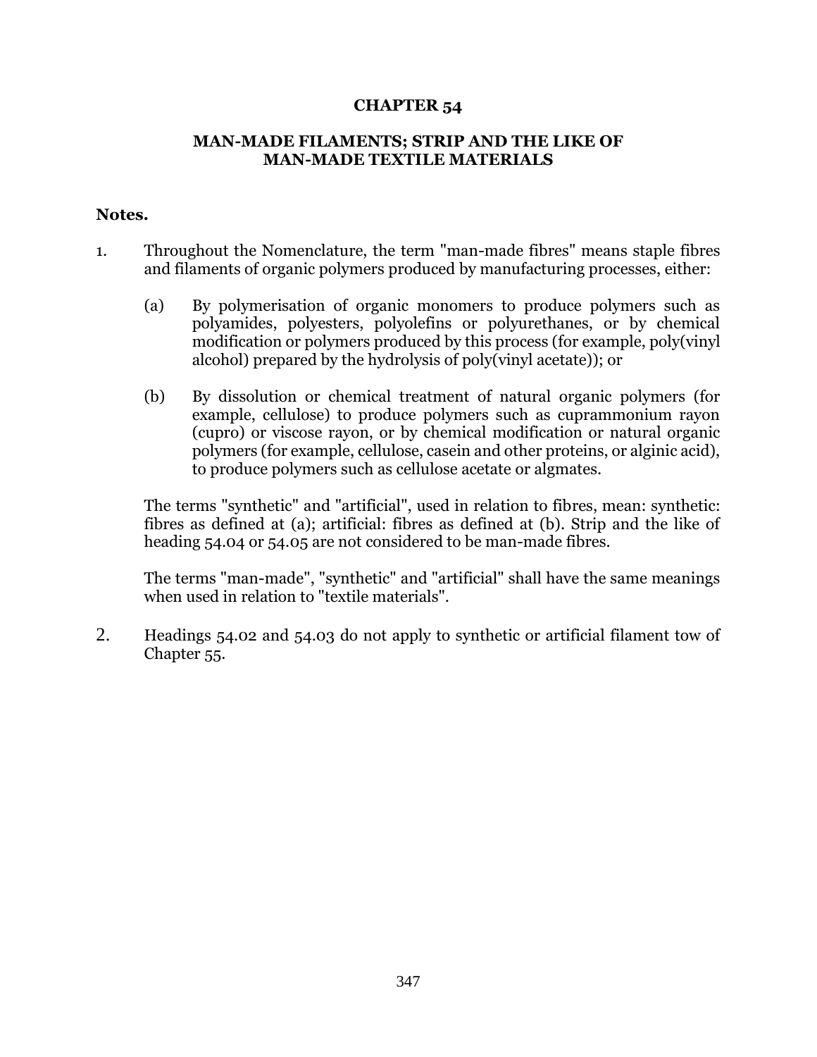# CHAPTER 54

## MAN-MADE FILAMENTS; STRIP AND THE LIKE OF MAN-MADE TEXTILE MATERIALS

**Notes.**

1. Throughout the Nomenclature, the term "man-made fibres" means staple fibres and filaments of organic polymers produced by manufacturing processes, either:

   (a) By polymerisation of organic monomers to produce polymers such as polyamides, polyesters, polyolefins or polyurethanes, or by chemical modification or polymers produced by this process (for example, poly(vinyl alcohol) prepared by the hydrolysis of poly(vinyl acetate)); or

   (b) By dissolution or chemical treatment of natural organic polymers (for example, cellulose) to produce polymers such as cuprammonium rayon (cupro) or viscose rayon, or by chemical modification or natural organic polymers (for example, cellulose, casein and other proteins, or alginic acid), to produce polymers such as cellulose acetate or algmates.

   The terms "synthetic" and "artificial", used in relation to fibres, mean: synthetic: fibres as defined at (a); artificial: fibres as defined at (b). Strip and the like of heading 54.04 or 54.05 are not considered to be man-made fibres.

   The terms "man-made", "synthetic" and "artificial" shall have the same meanings when used in relation to "textile materials".

2. Headings 54.02 and 54.03 do not apply to synthetic or artificial filament tow of Chapter 55.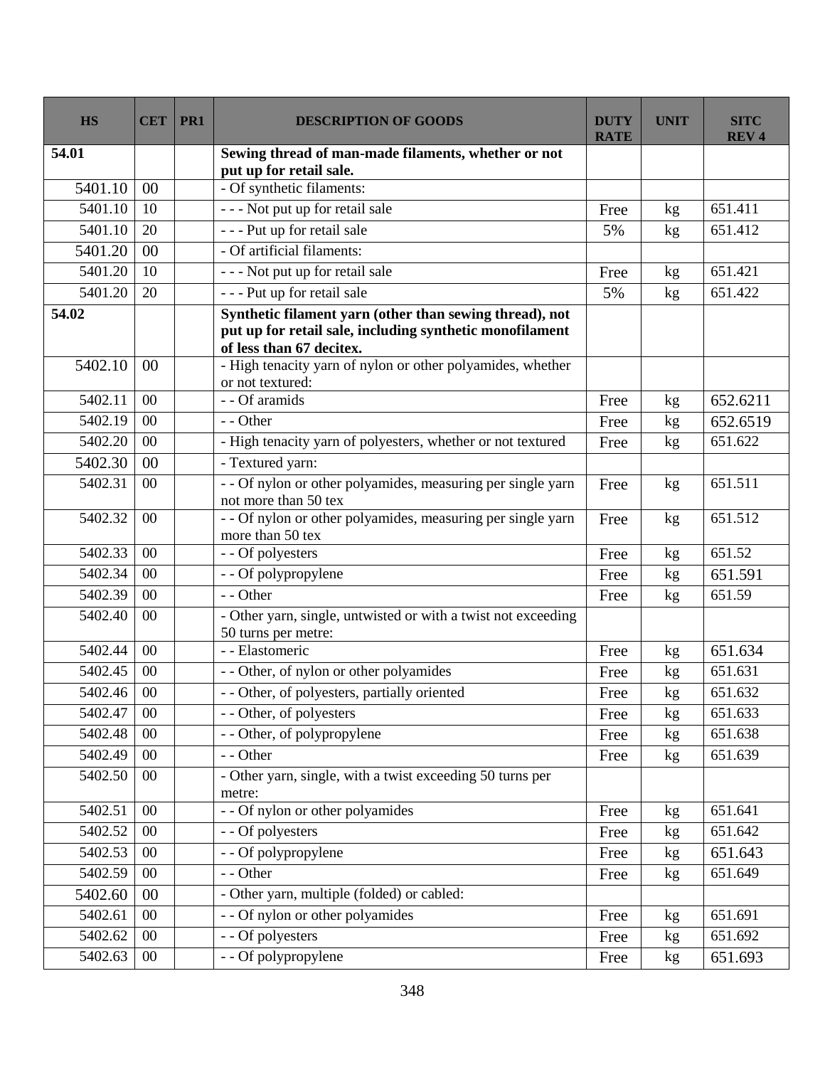| HS | CET | PR1 | DESCRIPTION OF GOODS | DUTY RATE | UNIT | SITC REV 4 |
|---|---|---|---|---|---|---|
| **54.01** | | | **Sewing thread of man-made filaments, whether or not put up for retail sale.** | | | |
| 5401.10 | 00 | | - Of synthetic filaments: | | | |
| 5401.10 | 10 | | - - - Not put up for retail sale | Free | kg | 651.411 |
| 5401.10 | 20 | | - - - Put up for retail sale | 5% | kg | 651.412 |
| 5401.20 | 00 | | - Of artificial filaments: | | | |
| 5401.20 | 10 | | - - - Not put up for retail sale | Free | kg | 651.421 |
| 5401.20 | 20 | | - - - Put up for retail sale | 5% | kg | 651.422 |
| **54.02** | | | **Synthetic filament yarn (other than sewing thread), not put up for retail sale, including synthetic monofilament of less than 67 decitex.** | | | |
| 5402.10 | 00 | | - High tenacity yarn of nylon or other polyamides, whether or not textured: | | | |
| 5402.11 | 00 | | - - Of aramids | Free | kg | 652.6211 |
| 5402.19 | 00 | | - - Other | Free | kg | 652.6519 |
| 5402.20 | 00 | | - High tenacity yarn of polyesters, whether or not textured | Free | kg | 651.622 |
| 5402.30 | 00 | | - Textured yarn: | | | |
| 5402.31 | 00 | | - - Of nylon or other polyamides, measuring per single yarn not more than 50 tex | Free | kg | 651.511 |
| 5402.32 | 00 | | - - Of nylon or other polyamides, measuring per single yarn more than 50 tex | Free | kg | 651.512 |
| 5402.33 | 00 | | - - Of polyesters | Free | kg | 651.52 |
| 5402.34 | 00 | | - - Of polypropylene | Free | kg | 651.591 |
| 5402.39 | 00 | | - - Other | Free | kg | 651.59 |
| 5402.40 | 00 | | - Other yarn, single, untwisted or with a twist not exceeding 50 turns per metre: | | | |
| 5402.44 | 00 | | - - Elastomeric | Free | kg | 651.634 |
| 5402.45 | 00 | | - - Other, of nylon or other polyamides | Free | kg | 651.631 |
| 5402.46 | 00 | | - - Other, of polyesters, partially oriented | Free | kg | 651.632 |
| 5402.47 | 00 | | - - Other, of polyesters | Free | kg | 651.633 |
| 5402.48 | 00 | | - - Other, of polypropylene | Free | kg | 651.638 |
| 5402.49 | 00 | | - - Other | Free | kg | 651.639 |
| 5402.50 | 00 | | - Other yarn, single, with a twist exceeding 50 turns per metre: | | | |
| 5402.51 | 00 | | - - Of nylon or other polyamides | Free | kg | 651.641 |
| 5402.52 | 00 | | - - Of polyesters | Free | kg | 651.642 |
| 5402.53 | 00 | | - - Of polypropylene | Free | kg | 651.643 |
| 5402.59 | 00 | | - - Other | Free | kg | 651.649 |
| 5402.60 | 00 | | - Other yarn, multiple (folded) or cabled: | | | |
| 5402.61 | 00 | | - - Of nylon or other polyamides | Free | kg | 651.691 |
| 5402.62 | 00 | | - - Of polyesters | Free | kg | 651.692 |
| 5402.63 | 00 | | - - Of polypropylene | Free | kg | 651.693 |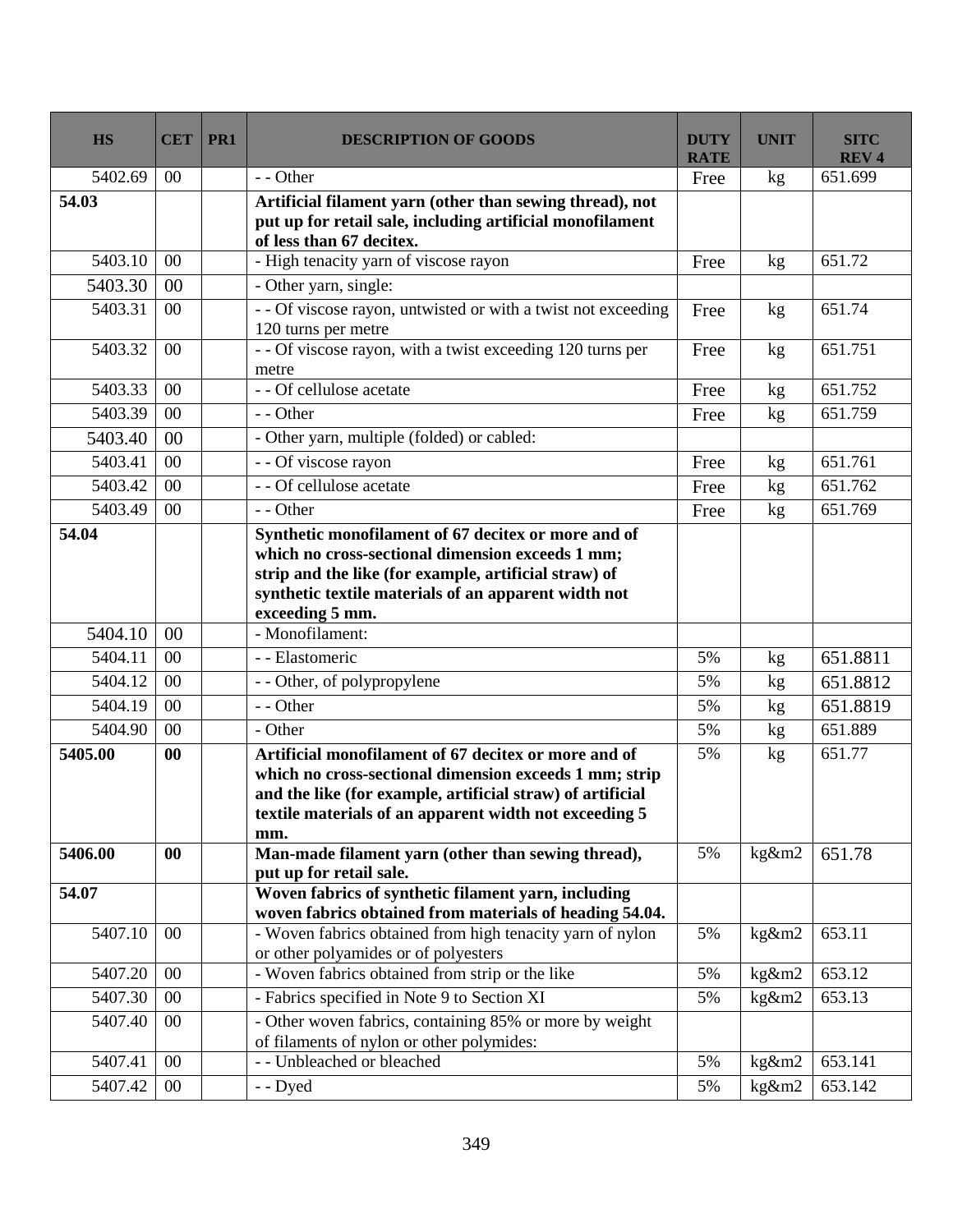| HS | CET | PR1 | DESCRIPTION OF GOODS | DUTY RATE | UNIT | SITC REV 4 |
|---|---|---|---|---|---|---|
| 5402.69 | 00 | | - - Other | Free | kg | 651.699 |
| **54.03** | | | **Artificial filament yarn (other than sewing thread), not put up for retail sale, including artificial monofilament of less than 67 decitex.** | | | |
| 5403.10 | 00 | | - High tenacity yarn of viscose rayon | Free | kg | 651.72 |
| 5403.30 | 00 | | - Other yarn, single: | | | |
| 5403.31 | 00 | | - - Of viscose rayon, untwisted or with a twist not exceeding 120 turns per metre | Free | kg | 651.74 |
| 5403.32 | 00 | | - - Of viscose rayon, with a twist exceeding 120 turns per metre | Free | kg | 651.751 |
| 5403.33 | 00 | | - - Of cellulose acetate | Free | kg | 651.752 |
| 5403.39 | 00 | | - - Other | Free | kg | 651.759 |
| 5403.40 | 00 | | - Other yarn, multiple (folded) or cabled: | | | |
| 5403.41 | 00 | | - - Of viscose rayon | Free | kg | 651.761 |
| 5403.42 | 00 | | - - Of cellulose acetate | Free | kg | 651.762 |
| 5403.49 | 00 | | - - Other | Free | kg | 651.769 |
| **54.04** | | | **Synthetic monofilament of 67 decitex or more and of which no cross-sectional dimension exceeds 1 mm; strip and the like (for example, artificial straw) of synthetic textile materials of an apparent width not exceeding 5 mm.** | | | |
| 5404.10 | 00 | | - Monofilament: | | | |
| 5404.11 | 00 | | - - Elastomeric | 5% | kg | 651.8811 |
| 5404.12 | 00 | | - - Other, of polypropylene | 5% | kg | 651.8812 |
| 5404.19 | 00 | | - - Other | 5% | kg | 651.8819 |
| 5404.90 | 00 | | - Other | 5% | kg | 651.889 |
| **5405.00** | **00** | | **Artificial monofilament of 67 decitex or more and of which no cross-sectional dimension exceeds 1 mm; strip and the like (for example, artificial straw) of artificial textile materials of an apparent width not exceeding 5 mm.** | 5% | kg | 651.77 |
| **5406.00** | **00** | | **Man-made filament yarn (other than sewing thread), put up for retail sale.** | 5% | kg&m2 | 651.78 |
| **54.07** | | | **Woven fabrics of synthetic filament yarn, including woven fabrics obtained from materials of heading 54.04.** | | | |
| 5407.10 | 00 | | - Woven fabrics obtained from high tenacity yarn of nylon or other polyamides or of polyesters | 5% | kg&m2 | 653.11 |
| 5407.20 | 00 | | - Woven fabrics obtained from strip or the like | 5% | kg&m2 | 653.12 |
| 5407.30 | 00 | | - Fabrics specified in Note 9 to Section XI | 5% | kg&m2 | 653.13 |
| 5407.40 | 00 | | - Other woven fabrics, containing 85% or more by weight of filaments of nylon or other polymides: | | | |
| 5407.41 | 00 | | - - Unbleached or bleached | 5% | kg&m2 | 653.141 |
| 5407.42 | 00 | | - - Dyed | 5% | kg&m2 | 653.142 |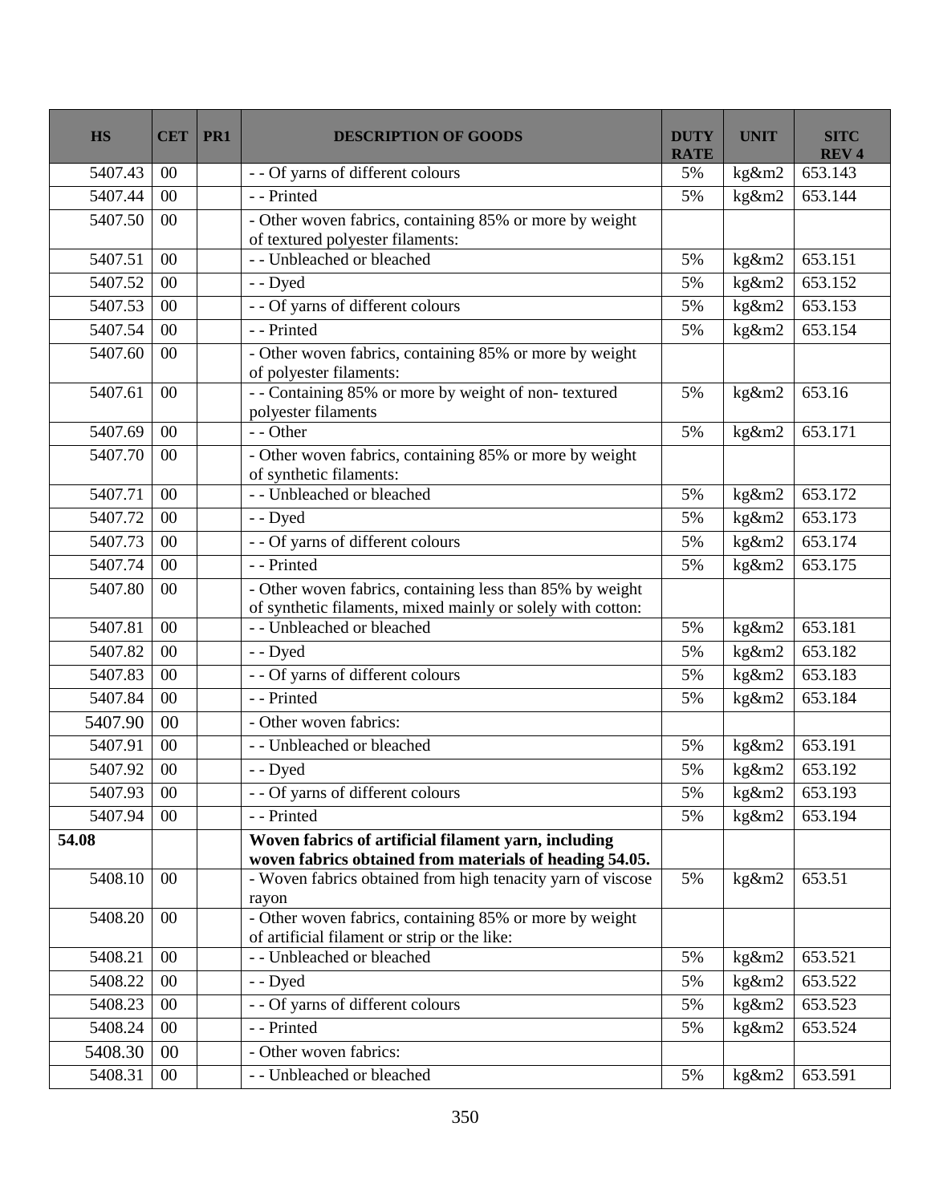| HS | CET | PR1 | DESCRIPTION OF GOODS | DUTY RATE | UNIT | SITC REV 4 |
|---|---|---|---|---|---|---|
| 5407.43 | 00 | | - - Of yarns of different colours | 5% | kg&m2 | 653.143 |
| 5407.44 | 00 | | - - Printed | 5% | kg&m2 | 653.144 |
| 5407.50 | 00 | | - Other woven fabrics, containing 85% or more by weight of textured polyester filaments: | | | |
| 5407.51 | 00 | | - - Unbleached or bleached | 5% | kg&m2 | 653.151 |
| 5407.52 | 00 | | - - Dyed | 5% | kg&m2 | 653.152 |
| 5407.53 | 00 | | - - Of yarns of different colours | 5% | kg&m2 | 653.153 |
| 5407.54 | 00 | | - - Printed | 5% | kg&m2 | 653.154 |
| 5407.60 | 00 | | - Other woven fabrics, containing 85% or more by weight of polyester filaments: | | | |
| 5407.61 | 00 | | - - Containing 85% or more by weight of non- textured polyester filaments | 5% | kg&m2 | 653.16 |
| 5407.69 | 00 | | - - Other | 5% | kg&m2 | 653.171 |
| 5407.70 | 00 | | - Other woven fabrics, containing 85% or more by weight of synthetic filaments: | | | |
| 5407.71 | 00 | | - - Unbleached or bleached | 5% | kg&m2 | 653.172 |
| 5407.72 | 00 | | - - Dyed | 5% | kg&m2 | 653.173 |
| 5407.73 | 00 | | - - Of yarns of different colours | 5% | kg&m2 | 653.174 |
| 5407.74 | 00 | | - - Printed | 5% | kg&m2 | 653.175 |
| 5407.80 | 00 | | - Other woven fabrics, containing less than 85% by weight of synthetic filaments, mixed mainly or solely with cotton: | | | |
| 5407.81 | 00 | | - - Unbleached or bleached | 5% | kg&m2 | 653.181 |
| 5407.82 | 00 | | - - Dyed | 5% | kg&m2 | 653.182 |
| 5407.83 | 00 | | - - Of yarns of different colours | 5% | kg&m2 | 653.183 |
| 5407.84 | 00 | | - - Printed | 5% | kg&m2 | 653.184 |
| 5407.90 | 00 | | - Other woven fabrics: | | | |
| 5407.91 | 00 | | - - Unbleached or bleached | 5% | kg&m2 | 653.191 |
| 5407.92 | 00 | | - - Dyed | 5% | kg&m2 | 653.192 |
| 5407.93 | 00 | | - - Of yarns of different colours | 5% | kg&m2 | 653.193 |
| 5407.94 | 00 | | - - Printed | 5% | kg&m2 | 653.194 |
| **54.08** | | | **Woven fabrics of artificial filament yarn, including woven fabrics obtained from materials of heading 54.05.** | | | |
| 5408.10 | 00 | | - Woven fabrics obtained from high tenacity yarn of viscose rayon | 5% | kg&m2 | 653.51 |
| 5408.20 | 00 | | - Other woven fabrics, containing 85% or more by weight of artificial filament or strip or the like: | | | |
| 5408.21 | 00 | | - - Unbleached or bleached | 5% | kg&m2 | 653.521 |
| 5408.22 | 00 | | - - Dyed | 5% | kg&m2 | 653.522 |
| 5408.23 | 00 | | - - Of yarns of different colours | 5% | kg&m2 | 653.523 |
| 5408.24 | 00 | | - - Printed | 5% | kg&m2 | 653.524 |
| 5408.30 | 00 | | - Other woven fabrics: | | | |
| 5408.31 | 00 | | - - Unbleached or bleached | 5% | kg&m2 | 653.591 |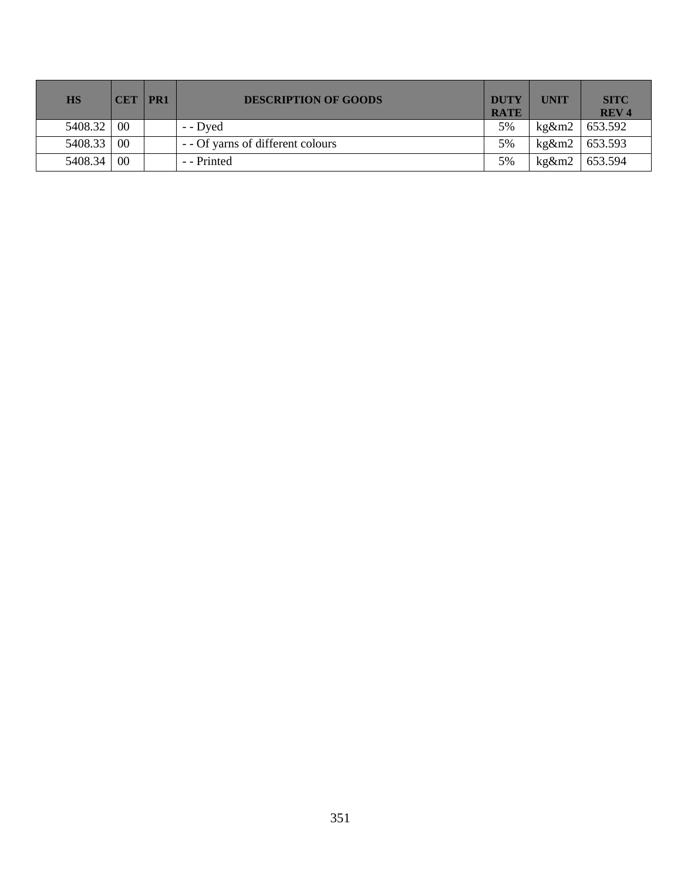| HS | CET | PR1 | DESCRIPTION OF GOODS | DUTY RATE | UNIT | SITC REV 4 |
|---|---|---|---|---|---|---|
| 5408.32 | 00 | | - - Dyed | 5% | kg&m2 | 653.592 |
| 5408.33 | 00 | | - - Of yarns of different colours | 5% | kg&m2 | 653.593 |
| 5408.34 | 00 | | - - Printed | 5% | kg&m2 | 653.594 |